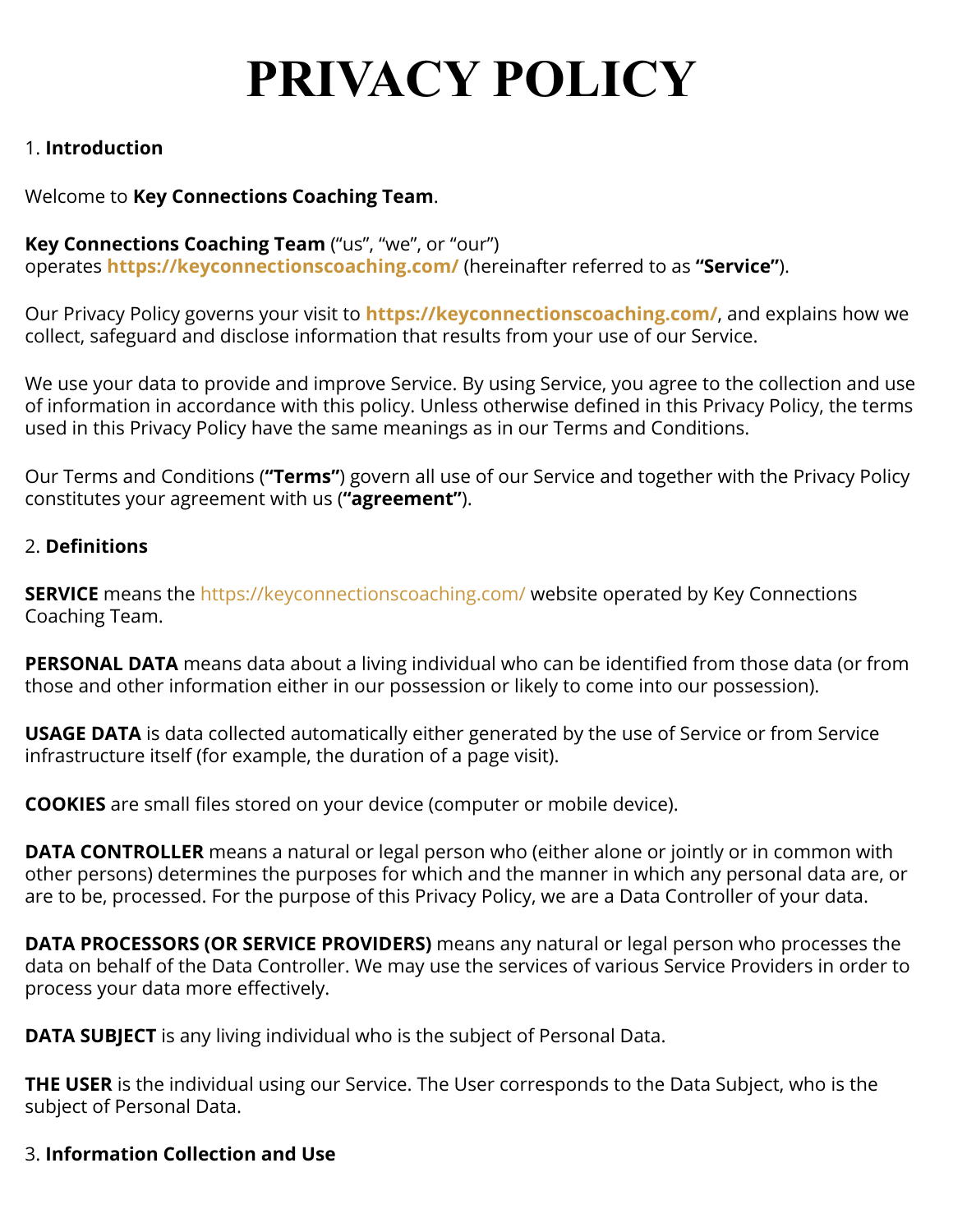# PRIVACY POLICY

1. **Introduction**

Welcome to **Key Connections Coaching Team**.

**Key Connections Coaching Team** (“us”, “we”, or “our”) operates **https://keyconnectionscoaching.com/** (hereinafter referred to as **“Service”**).

Our Privacy Policy governs your visit to **https://keyconnectionscoaching.com/**, and explains how we collect, safeguard and disclose information that results from your use of our Service.

We use your data to provide and improve Service. By using Service, you agree to the collection and use of information in accordance with this policy. Unless otherwise defined in this Privacy Policy, the terms used in this Privacy Policy have the same meanings as in our Terms and Conditions.

Our Terms and Conditions (**“Terms”**) govern all use of our Service and together with the Privacy Policy constitutes your agreement with us (**“agreement”**).

2. **Definitions**

**SERVICE** means the https://keyconnectionscoaching.com/ website operated by Key Connections Coaching Team.

**PERSONAL DATA** means data about a living individual who can be identified from those data (or from those and other information either in our possession or likely to come into our possession).

**USAGE DATA** is data collected automatically either generated by the use of Service or from Service infrastructure itself (for example, the duration of a page visit).

**COOKIES** are small files stored on your device (computer or mobile device).

**DATA CONTROLLER** means a natural or legal person who (either alone or jointly or in common with other persons) determines the purposes for which and the manner in which any personal data are, or are to be, processed. For the purpose of this Privacy Policy, we are a Data Controller of your data.

**DATA PROCESSORS (OR SERVICE PROVIDERS)** means any natural or legal person who processes the data on behalf of the Data Controller. We may use the services of various Service Providers in order to process your data more effectively.

**DATA SUBJECT** is any living individual who is the subject of Personal Data.

**THE USER** is the individual using our Service. The User corresponds to the Data Subject, who is the subject of Personal Data.

3. **Information Collection and Use**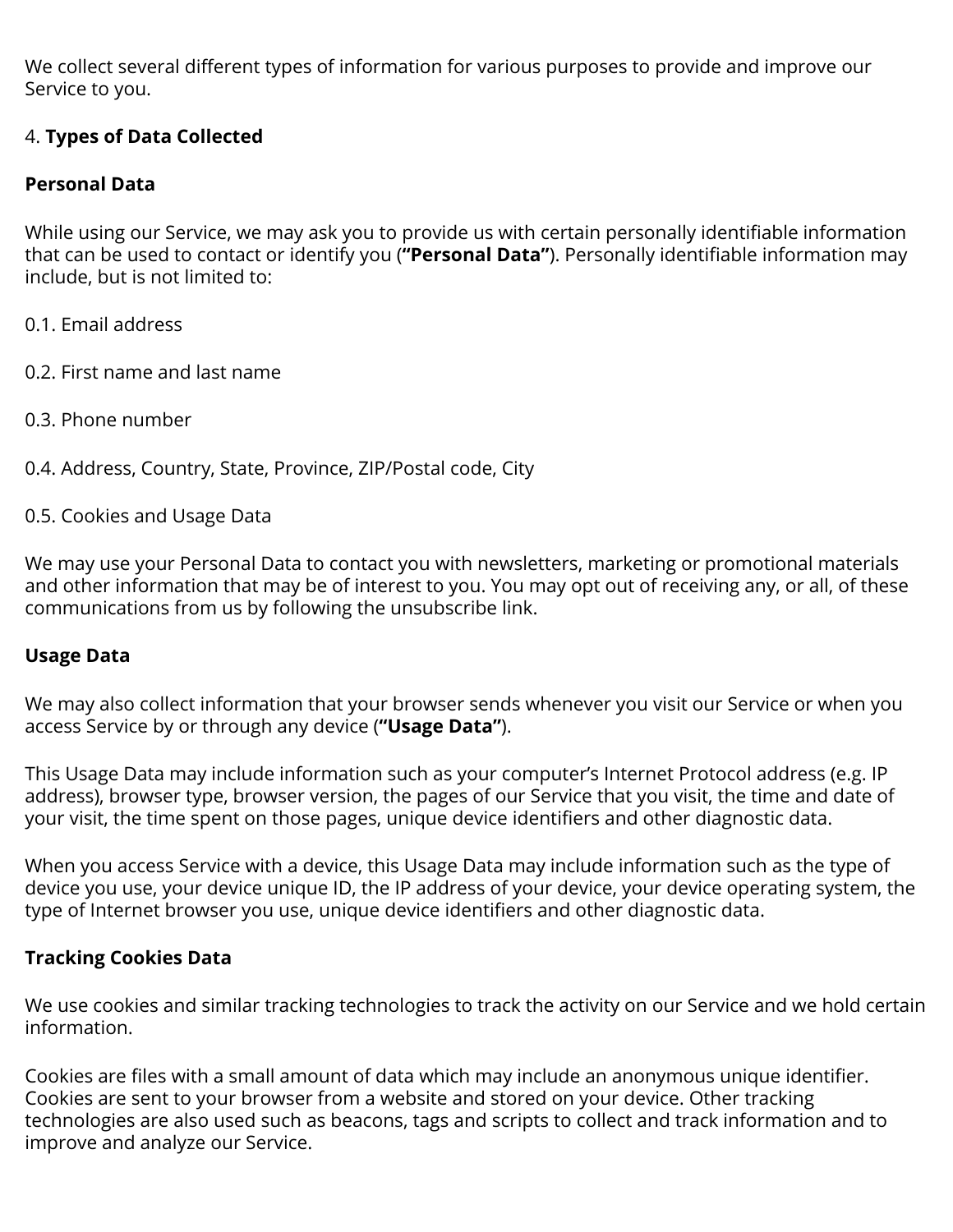We collect several different types of information for various purposes to provide and improve our Service to you.

4. **Types of Data Collected**

**Personal Data**

While using our Service, we may ask you to provide us with certain personally identifiable information that can be used to contact or identify you (**"Personal Data"**). Personally identifiable information may include, but is not limited to:

0.1. Email address

0.2. First name and last name

0.3. Phone number

0.4. Address, Country, State, Province, ZIP/Postal code, City

0.5. Cookies and Usage Data

We may use your Personal Data to contact you with newsletters, marketing or promotional materials and other information that may be of interest to you. You may opt out of receiving any, or all, of these communications from us by following the unsubscribe link.

**Usage Data**

We may also collect information that your browser sends whenever you visit our Service or when you access Service by or through any device (**"Usage Data"**).

This Usage Data may include information such as your computer's Internet Protocol address (e.g. IP address), browser type, browser version, the pages of our Service that you visit, the time and date of your visit, the time spent on those pages, unique device identifiers and other diagnostic data.

When you access Service with a device, this Usage Data may include information such as the type of device you use, your device unique ID, the IP address of your device, your device operating system, the type of Internet browser you use, unique device identifiers and other diagnostic data.

**Tracking Cookies Data**

We use cookies and similar tracking technologies to track the activity on our Service and we hold certain information.

Cookies are files with a small amount of data which may include an anonymous unique identifier. Cookies are sent to your browser from a website and stored on your device. Other tracking technologies are also used such as beacons, tags and scripts to collect and track information and to improve and analyze our Service.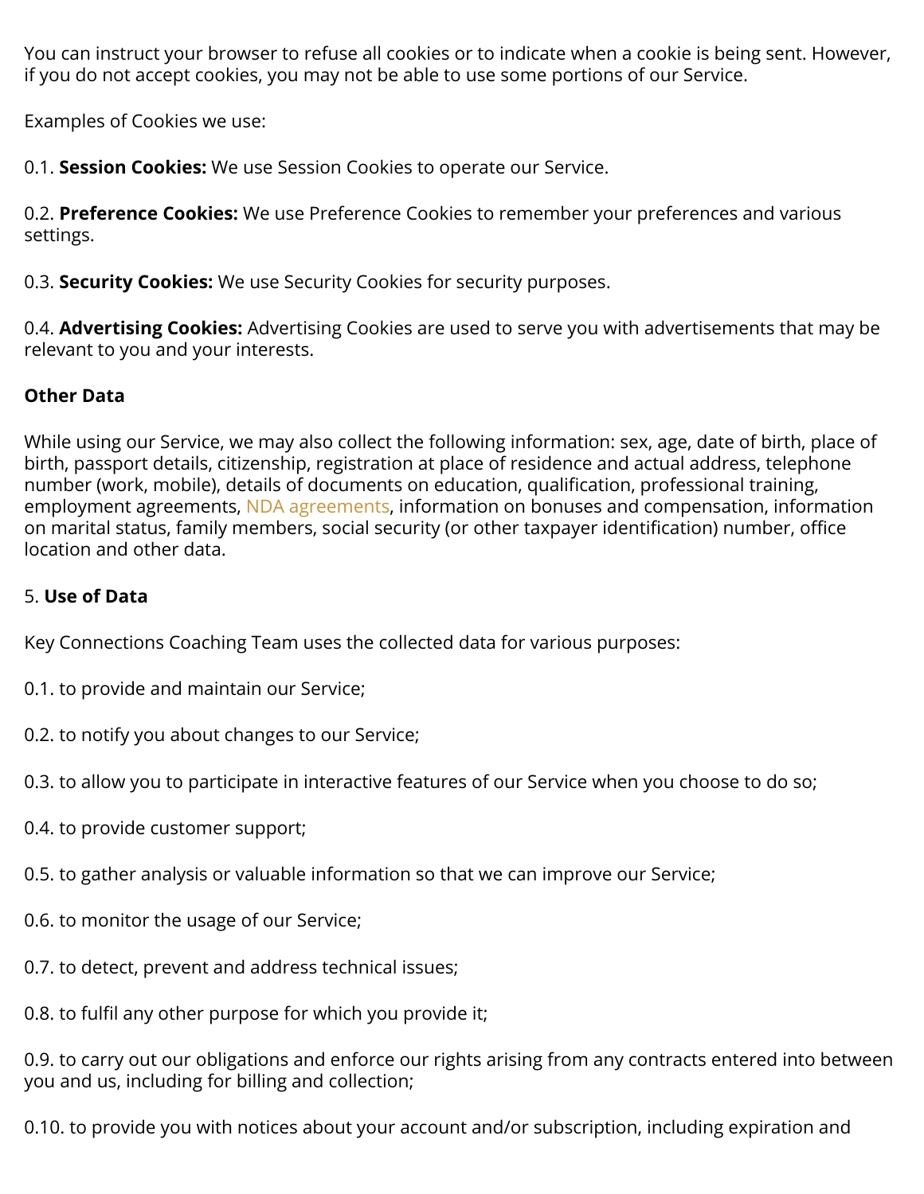You can instruct your browser to refuse all cookies or to indicate when a cookie is being sent. However, if you do not accept cookies, you may not be able to use some portions of our Service.

Examples of Cookies we use:

0.1. **Session Cookies:** We use Session Cookies to operate our Service.

0.2. **Preference Cookies:** We use Preference Cookies to remember your preferences and various settings.

0.3. **Security Cookies:** We use Security Cookies for security purposes.

0.4. **Advertising Cookies:** Advertising Cookies are used to serve you with advertisements that may be relevant to you and your interests.

**Other Data**

While using our Service, we may also collect the following information: sex, age, date of birth, place of birth, passport details, citizenship, registration at place of residence and actual address, telephone number (work, mobile), details of documents on education, qualification, professional training, employment agreements, NDA agreements, information on bonuses and compensation, information on marital status, family members, social security (or other taxpayer identification) number, office location and other data.

5. **Use of Data**

Key Connections Coaching Team uses the collected data for various purposes:

0.1. to provide and maintain our Service;

0.2. to notify you about changes to our Service;

0.3. to allow you to participate in interactive features of our Service when you choose to do so;

0.4. to provide customer support;

0.5. to gather analysis or valuable information so that we can improve our Service;

0.6. to monitor the usage of our Service;

0.7. to detect, prevent and address technical issues;

0.8. to fulfil any other purpose for which you provide it;

0.9. to carry out our obligations and enforce our rights arising from any contracts entered into between you and us, including for billing and collection;

0.10. to provide you with notices about your account and/or subscription, including expiration and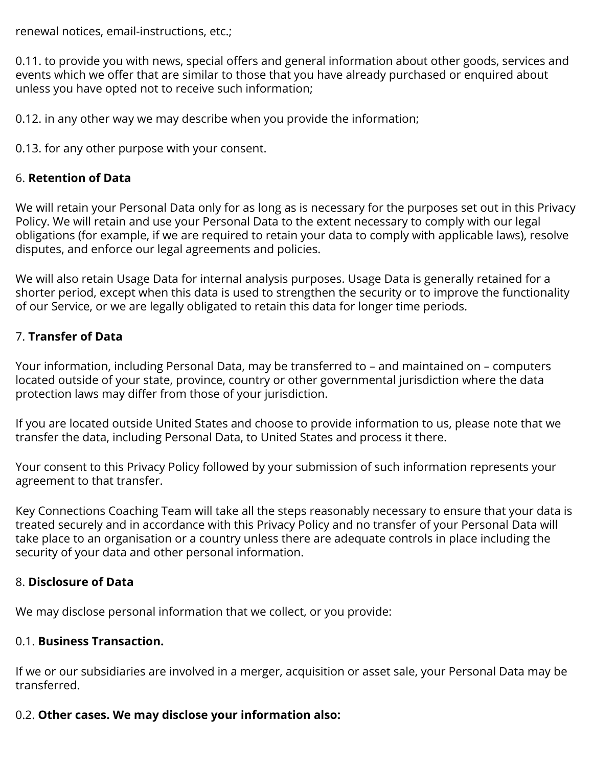renewal notices, email-instructions, etc.;

0.11. to provide you with news, special offers and general information about other goods, services and events which we offer that are similar to those that you have already purchased or enquired about unless you have opted not to receive such information;

0.12. in any other way we may describe when you provide the information;

0.13. for any other purpose with your consent.

## 6. **Retention of Data**

We will retain your Personal Data only for as long as is necessary for the purposes set out in this Privacy Policy. We will retain and use your Personal Data to the extent necessary to comply with our legal obligations (for example, if we are required to retain your data to comply with applicable laws), resolve disputes, and enforce our legal agreements and policies.

We will also retain Usage Data for internal analysis purposes. Usage Data is generally retained for a shorter period, except when this data is used to strengthen the security or to improve the functionality of our Service, or we are legally obligated to retain this data for longer time periods.

## 7. **Transfer of Data**

Your information, including Personal Data, may be transferred to – and maintained on – computers located outside of your state, province, country or other governmental jurisdiction where the data protection laws may differ from those of your jurisdiction.

If you are located outside United States and choose to provide information to us, please note that we transfer the data, including Personal Data, to United States and process it there.

Your consent to this Privacy Policy followed by your submission of such information represents your agreement to that transfer.

Key Connections Coaching Team will take all the steps reasonably necessary to ensure that your data is treated securely and in accordance with this Privacy Policy and no transfer of your Personal Data will take place to an organisation or a country unless there are adequate controls in place including the security of your data and other personal information.

## 8. **Disclosure of Data**

We may disclose personal information that we collect, or you provide:

0.1. **Business Transaction.**

If we or our subsidiaries are involved in a merger, acquisition or asset sale, your Personal Data may be transferred.

0.2. **Other cases. We may disclose your information also:**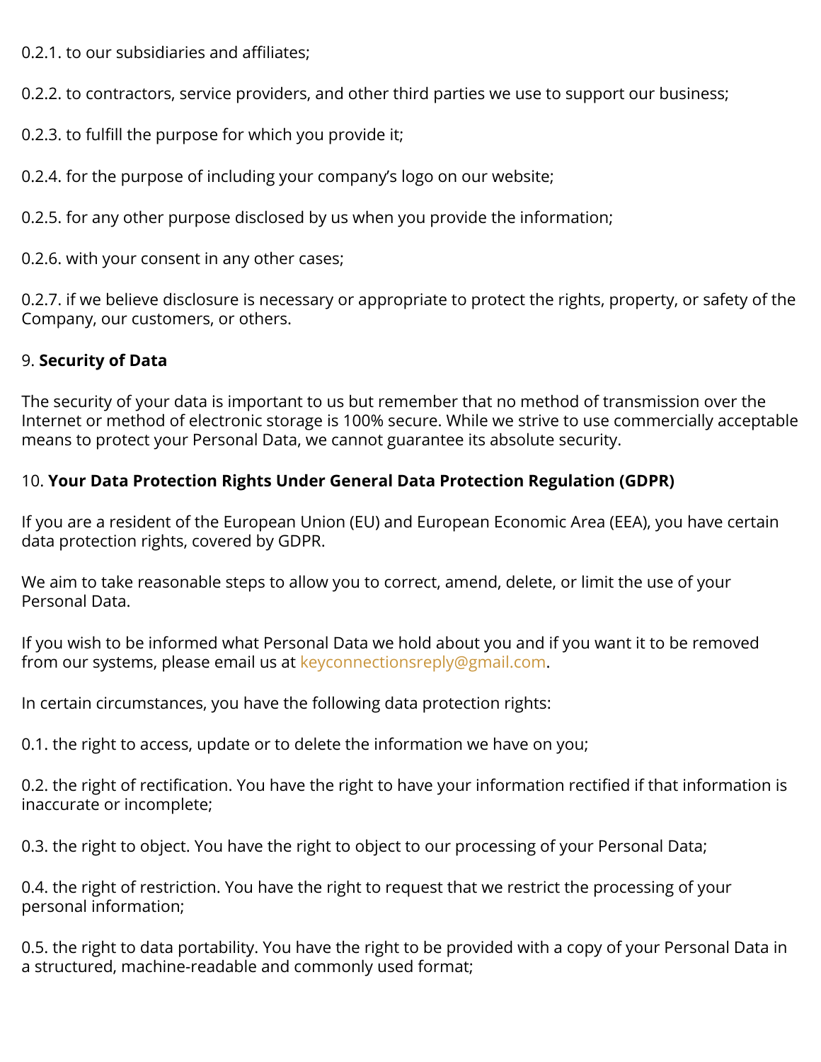0.2.1. to our subsidiaries and affiliates;

0.2.2. to contractors, service providers, and other third parties we use to support our business;

0.2.3. to fulfill the purpose for which you provide it;

0.2.4. for the purpose of including your company's logo on our website;

0.2.5. for any other purpose disclosed by us when you provide the information;

0.2.6. with your consent in any other cases;

0.2.7. if we believe disclosure is necessary or appropriate to protect the rights, property, or safety of the Company, our customers, or others.

9. **Security of Data**

The security of your data is important to us but remember that no method of transmission over the Internet or method of electronic storage is 100% secure. While we strive to use commercially acceptable means to protect your Personal Data, we cannot guarantee its absolute security.

10. **Your Data Protection Rights Under General Data Protection Regulation (GDPR)**

If you are a resident of the European Union (EU) and European Economic Area (EEA), you have certain data protection rights, covered by GDPR.

We aim to take reasonable steps to allow you to correct, amend, delete, or limit the use of your Personal Data.

If you wish to be informed what Personal Data we hold about you and if you want it to be removed from our systems, please email us at keyconnectionsreply@gmail.com.

In certain circumstances, you have the following data protection rights:

0.1. the right to access, update or to delete the information we have on you;

0.2. the right of rectification. You have the right to have your information rectified if that information is inaccurate or incomplete;

0.3. the right to object. You have the right to object to our processing of your Personal Data;

0.4. the right of restriction. You have the right to request that we restrict the processing of your personal information;

0.5. the right to data portability. You have the right to be provided with a copy of your Personal Data in a structured, machine-readable and commonly used format;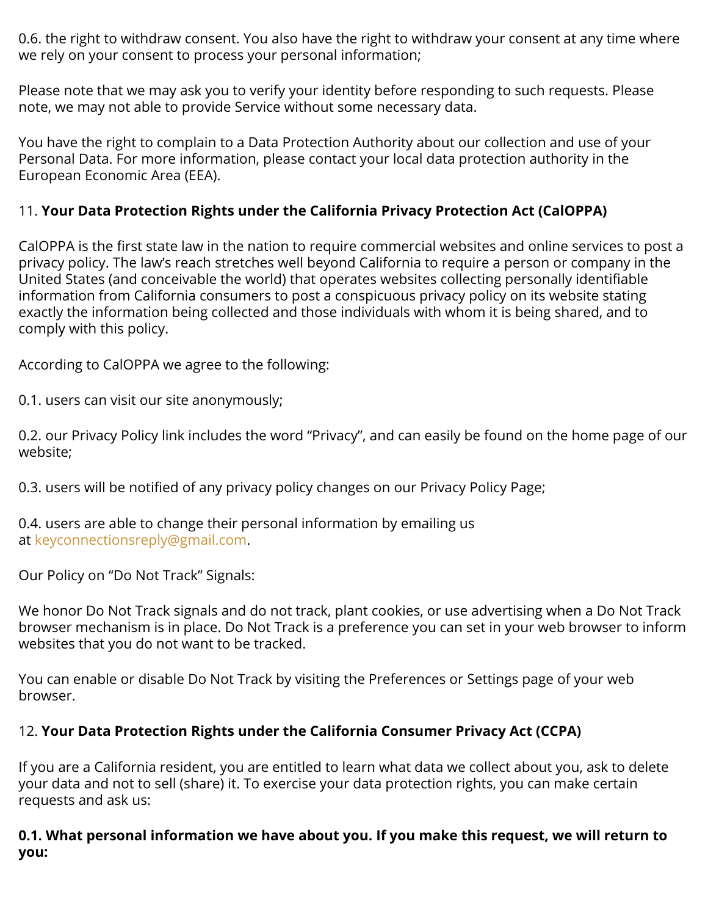0.6. the right to withdraw consent. You also have the right to withdraw your consent at any time where we rely on your consent to process your personal information;

Please note that we may ask you to verify your identity before responding to such requests. Please note, we may not able to provide Service without some necessary data.

You have the right to complain to a Data Protection Authority about our collection and use of your Personal Data. For more information, please contact your local data protection authority in the European Economic Area (EEA).

11. **Your Data Protection Rights under the California Privacy Protection Act (CalOPPA)**

CalOPPA is the first state law in the nation to require commercial websites and online services to post a privacy policy. The law's reach stretches well beyond California to require a person or company in the United States (and conceivable the world) that operates websites collecting personally identifiable information from California consumers to post a conspicuous privacy policy on its website stating exactly the information being collected and those individuals with whom it is being shared, and to comply with this policy.

According to CalOPPA we agree to the following:

0.1. users can visit our site anonymously;

0.2. our Privacy Policy link includes the word "Privacy", and can easily be found on the home page of our website;

0.3. users will be notified of any privacy policy changes on our Privacy Policy Page;

0.4. users are able to change their personal information by emailing us at keyconnectionsreply@gmail.com.

Our Policy on "Do Not Track" Signals:

We honor Do Not Track signals and do not track, plant cookies, or use advertising when a Do Not Track browser mechanism is in place. Do Not Track is a preference you can set in your web browser to inform websites that you do not want to be tracked.

You can enable or disable Do Not Track by visiting the Preferences or Settings page of your web browser.

12. **Your Data Protection Rights under the California Consumer Privacy Act (CCPA)**

If you are a California resident, you are entitled to learn what data we collect about you, ask to delete your data and not to sell (share) it. To exercise your data protection rights, you can make certain requests and ask us:

**0.1. What personal information we have about you. If you make this request, we will return to you:**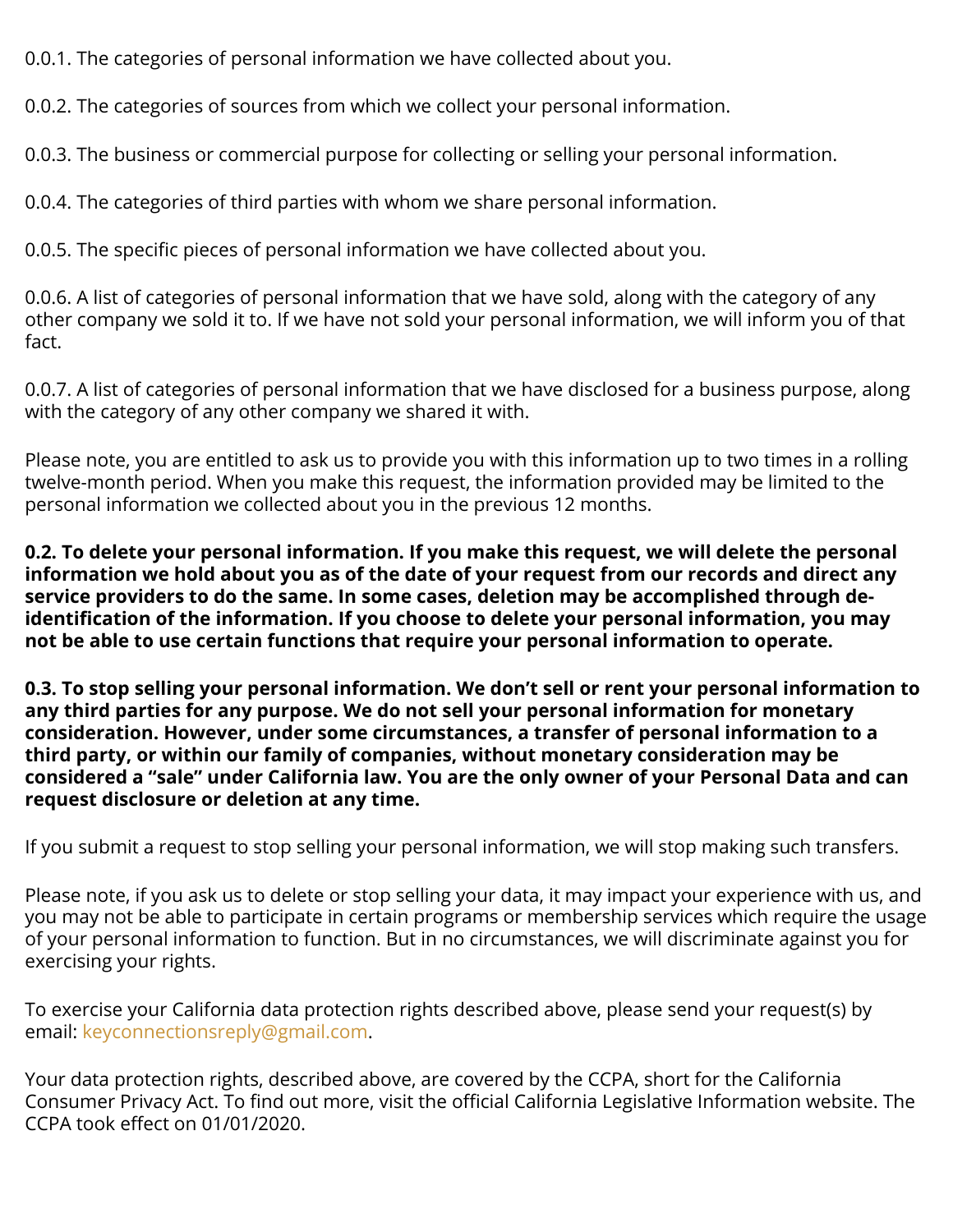0.0.1. The categories of personal information we have collected about you.

0.0.2. The categories of sources from which we collect your personal information.

0.0.3. The business or commercial purpose for collecting or selling your personal information.

0.0.4. The categories of third parties with whom we share personal information.

0.0.5. The specific pieces of personal information we have collected about you.

0.0.6. A list of categories of personal information that we have sold, along with the category of any other company we sold it to. If we have not sold your personal information, we will inform you of that fact.

0.0.7. A list of categories of personal information that we have disclosed for a business purpose, along with the category of any other company we shared it with.

Please note, you are entitled to ask us to provide you with this information up to two times in a rolling twelve-month period. When you make this request, the information provided may be limited to the personal information we collected about you in the previous 12 months.

**0.2. To delete your personal information. If you make this request, we will delete the personal information we hold about you as of the date of your request from our records and direct any service providers to do the same. In some cases, deletion may be accomplished through de-identification of the information. If you choose to delete your personal information, you may not be able to use certain functions that require your personal information to operate.**

**0.3. To stop selling your personal information. We don't sell or rent your personal information to any third parties for any purpose. We do not sell your personal information for monetary consideration. However, under some circumstances, a transfer of personal information to a third party, or within our family of companies, without monetary consideration may be considered a "sale" under California law. You are the only owner of your Personal Data and can request disclosure or deletion at any time.**

If you submit a request to stop selling your personal information, we will stop making such transfers.

Please note, if you ask us to delete or stop selling your data, it may impact your experience with us, and you may not be able to participate in certain programs or membership services which require the usage of your personal information to function. But in no circumstances, we will discriminate against you for exercising your rights.

To exercise your California data protection rights described above, please send your request(s) by email: keyconnectionsreply@gmail.com.

Your data protection rights, described above, are covered by the CCPA, short for the California Consumer Privacy Act. To find out more, visit the official California Legislative Information website. The CCPA took effect on 01/01/2020.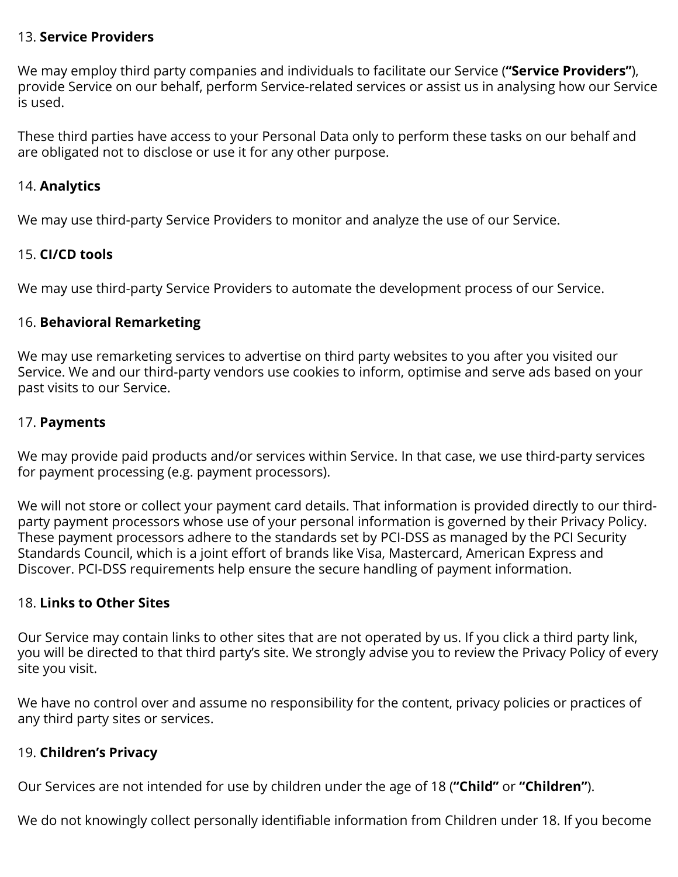13. **Service Providers**

We may employ third party companies and individuals to facilitate our Service (**"Service Providers"**), provide Service on our behalf, perform Service-related services or assist us in analysing how our Service is used.

These third parties have access to your Personal Data only to perform these tasks on our behalf and are obligated not to disclose or use it for any other purpose.

14. **Analytics**

We may use third-party Service Providers to monitor and analyze the use of our Service.

15. **CI/CD tools**

We may use third-party Service Providers to automate the development process of our Service.

16. **Behavioral Remarketing**

We may use remarketing services to advertise on third party websites to you after you visited our Service. We and our third-party vendors use cookies to inform, optimise and serve ads based on your past visits to our Service.

17. **Payments**

We may provide paid products and/or services within Service. In that case, we use third-party services for payment processing (e.g. payment processors).

We will not store or collect your payment card details. That information is provided directly to our third-party payment processors whose use of your personal information is governed by their Privacy Policy. These payment processors adhere to the standards set by PCI-DSS as managed by the PCI Security Standards Council, which is a joint effort of brands like Visa, Mastercard, American Express and Discover. PCI-DSS requirements help ensure the secure handling of payment information.

18. **Links to Other Sites**

Our Service may contain links to other sites that are not operated by us. If you click a third party link, you will be directed to that third party's site. We strongly advise you to review the Privacy Policy of every site you visit.

We have no control over and assume no responsibility for the content, privacy policies or practices of any third party sites or services.

19. **Children's Privacy**

Our Services are not intended for use by children under the age of 18 (**"Child"** or **"Children"**).

We do not knowingly collect personally identifiable information from Children under 18. If you become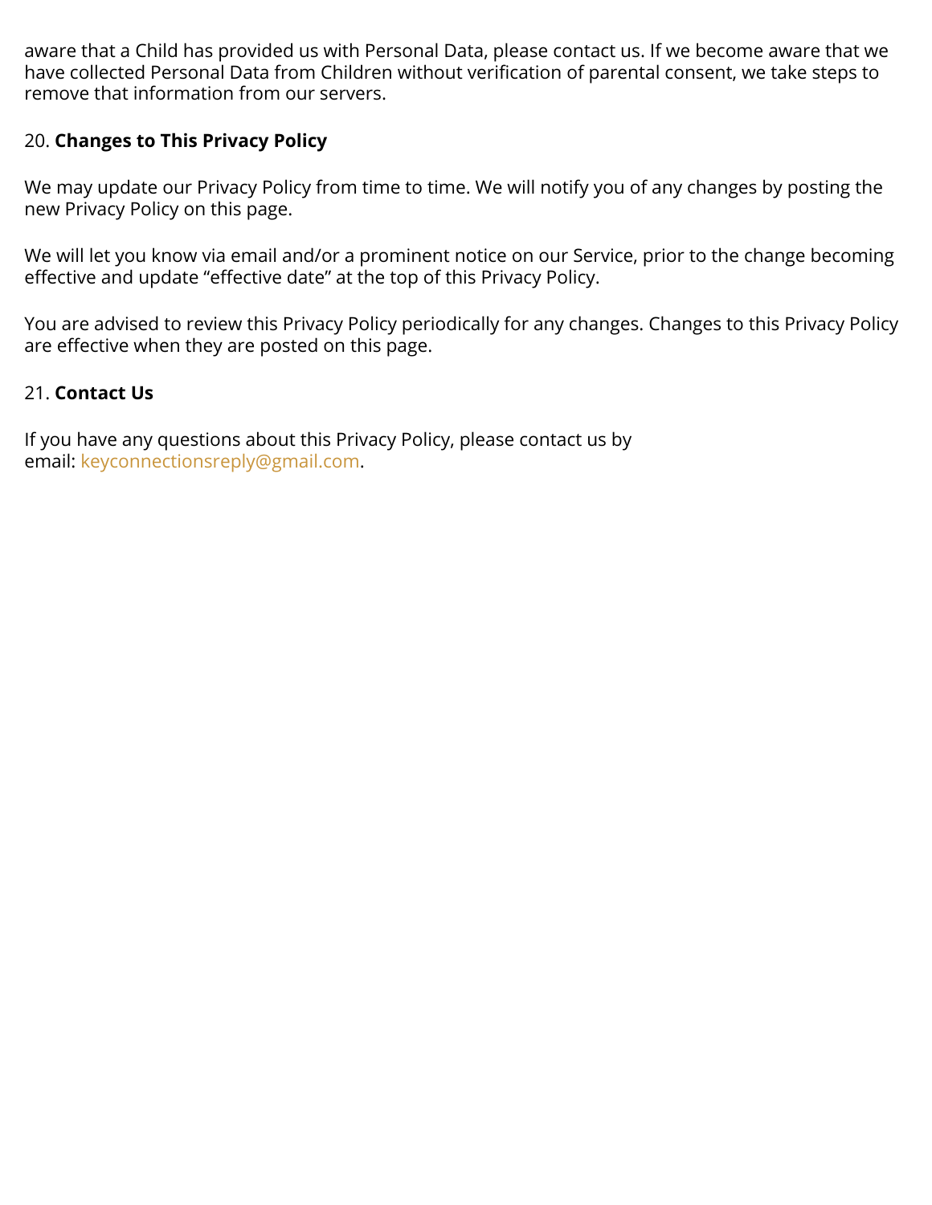aware that a Child has provided us with Personal Data, please contact us. If we become aware that we have collected Personal Data from Children without verification of parental consent, we take steps to remove that information from our servers.

20. **Changes to This Privacy Policy**

We may update our Privacy Policy from time to time. We will notify you of any changes by posting the new Privacy Policy on this page.

We will let you know via email and/or a prominent notice on our Service, prior to the change becoming effective and update "effective date" at the top of this Privacy Policy.

You are advised to review this Privacy Policy periodically for any changes. Changes to this Privacy Policy are effective when they are posted on this page.

21. **Contact Us**

If you have any questions about this Privacy Policy, please contact us by email: keyconnectionsreply@gmail.com.